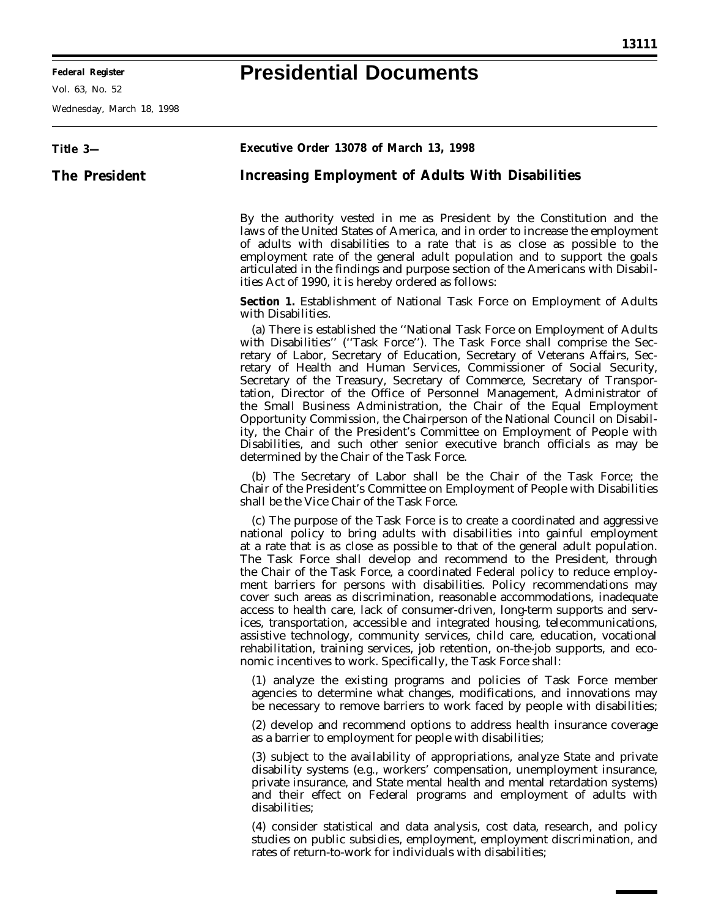# Presidential Documents

Title 3—

The President

**Executive Order 13078 of March 13, 1998**

## Increasing Employment of Adults With Disabilities

By the authority vested in me as President by the Constitution and the laws of the United States of America, and in order to increase the employment of adults with disabilities to a rate that is as close as possible to the employment rate of the general adult population and to support the goals articulated in the findings and purpose section of the Americans with Disabilities Act of 1990, it is hereby ordered as follows:

**Section 1.** Establishment of National Task Force on Employment of Adults with Disabilities.

(a) There is established the ''National Task Force on Employment of Adults with Disabilities'' (''Task Force''). The Task Force shall comprise the Secretary of Labor, Secretary of Education, Secretary of Veterans Affairs, Secretary of Health and Human Services, Commissioner of Social Security, Secretary of the Treasury, Secretary of Commerce, Secretary of Transportation, Director of the Office of Personnel Management, Administrator of the Small Business Administration, the Chair of the Equal Employment Opportunity Commission, the Chairperson of the National Council on Disability, the Chair of the President's Committee on Employment of People with Disabilities, and such other senior executive branch officials as may be determined by the Chair of the Task Force.

(b) The Secretary of Labor shall be the Chair of the Task Force; the Chair of the President's Committee on Employment of People with Disabilities shall be the Vice Chair of the Task Force.

(c) The purpose of the Task Force is to create a coordinated and aggressive national policy to bring adults with disabilities into gainful employment at a rate that is as close as possible to that of the general adult population. The Task Force shall develop and recommend to the President, through the Chair of the Task Force, a coordinated Federal policy to reduce employment barriers for persons with disabilities. Policy recommendations may cover such areas as discrimination, reasonable accommodations, inadequate access to health care, lack of consumer-driven, long-term supports and services, transportation, accessible and integrated housing, telecommunications, assistive technology, community services, child care, education, vocational rehabilitation, training services, job retention, on-the-job supports, and economic incentives to work. Specifically, the Task Force shall:

(1) analyze the existing programs and policies of Task Force member agencies to determine what changes, modifications, and innovations may be necessary to remove barriers to work faced by people with disabilities;

(2) develop and recommend options to address health insurance coverage as a barrier to employment for people with disabilities;

(3) subject to the availability of appropriations, analyze State and private disability systems (e.g., workers' compensation, unemployment insurance, private insurance, and State mental health and mental retardation systems) and their effect on Federal programs and employment of adults with disabilities;

(4) consider statistical and data analysis, cost data, research, and policy studies on public subsidies, employment, employment discrimination, and rates of return-to-work for individuals with disabilities;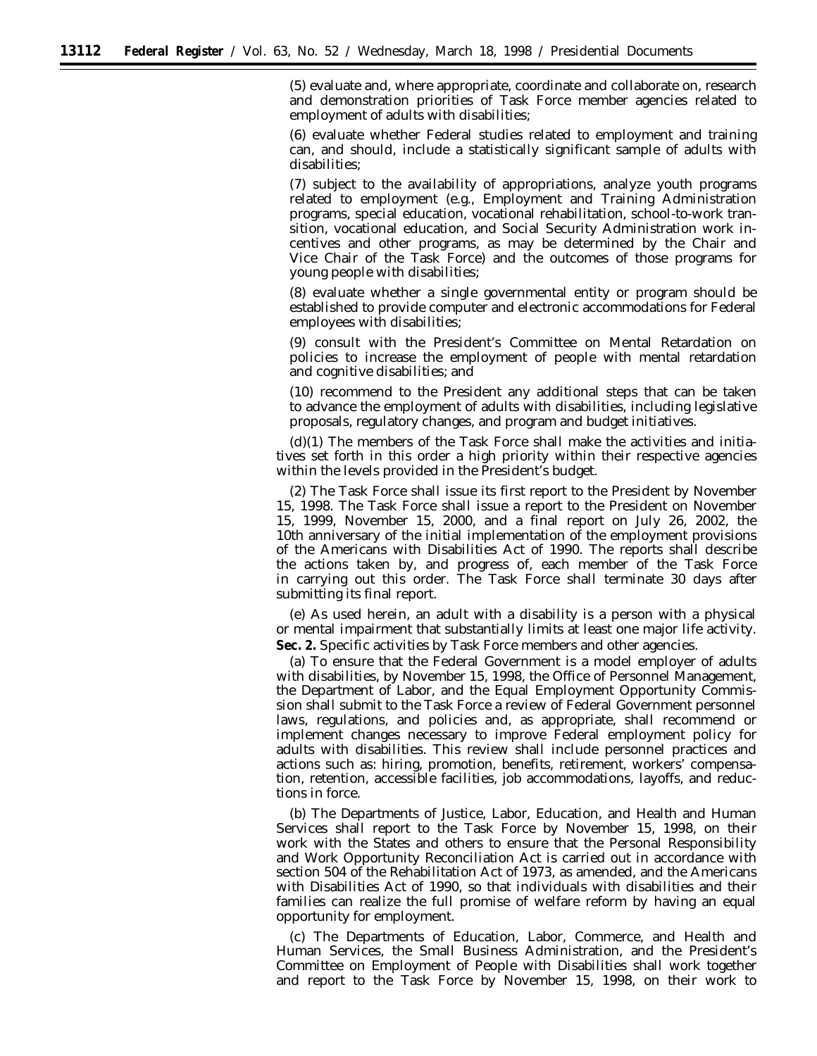(5) evaluate and, where appropriate, coordinate and collaborate on, research and demonstration priorities of Task Force member agencies related to employment of adults with disabilities;

(6) evaluate whether Federal studies related to employment and training can, and should, include a statistically significant sample of adults with disabilities;

(7) subject to the availability of appropriations, analyze youth programs related to employment (e.g., Employment and Training Administration programs, special education, vocational rehabilitation, school-to-work transition, vocational education, and Social Security Administration work incentives and other programs, as may be determined by the Chair and Vice Chair of the Task Force) and the outcomes of those programs for young people with disabilities;

(8) evaluate whether a single governmental entity or program should be established to provide computer and electronic accommodations for Federal employees with disabilities;

(9) consult with the President's Committee on Mental Retardation on policies to increase the employment of people with mental retardation and cognitive disabilities; and

(10) recommend to the President any additional steps that can be taken to advance the employment of adults with disabilities, including legislative proposals, regulatory changes, and program and budget initiatives.

(d)(1) The members of the Task Force shall make the activities and initiatives set forth in this order a high priority within their respective agencies within the levels provided in the President's budget.

(2) The Task Force shall issue its first report to the President by November 15, 1998. The Task Force shall issue a report to the President on November 15, 1999, November 15, 2000, and a final report on July 26, 2002, the 10th anniversary of the initial implementation of the employment provisions of the Americans with Disabilities Act of 1990. The reports shall describe the actions taken by, and progress of, each member of the Task Force in carrying out this order. The Task Force shall terminate 30 days after submitting its final report.

(e) As used herein, an adult with a disability is a person with a physical or mental impairment that substantially limits at least one major life activity.

**Sec. 2.** Specific activities by Task Force members and other agencies.

(a) To ensure that the Federal Government is a model employer of adults with disabilities, by November 15, 1998, the Office of Personnel Management, the Department of Labor, and the Equal Employment Opportunity Commission shall submit to the Task Force a review of Federal Government personnel laws, regulations, and policies and, as appropriate, shall recommend or implement changes necessary to improve Federal employment policy for adults with disabilities. This review shall include personnel practices and actions such as: hiring, promotion, benefits, retirement, workers' compensation, retention, accessible facilities, job accommodations, layoffs, and reductions in force.

(b) The Departments of Justice, Labor, Education, and Health and Human Services shall report to the Task Force by November 15, 1998, on their work with the States and others to ensure that the Personal Responsibility and Work Opportunity Reconciliation Act is carried out in accordance with section 504 of the Rehabilitation Act of 1973, as amended, and the Americans with Disabilities Act of 1990, so that individuals with disabilities and their families can realize the full promise of welfare reform by having an equal opportunity for employment.

(c) The Departments of Education, Labor, Commerce, and Health and Human Services, the Small Business Administration, and the President's Committee on Employment of People with Disabilities shall work together and report to the Task Force by November 15, 1998, on their work to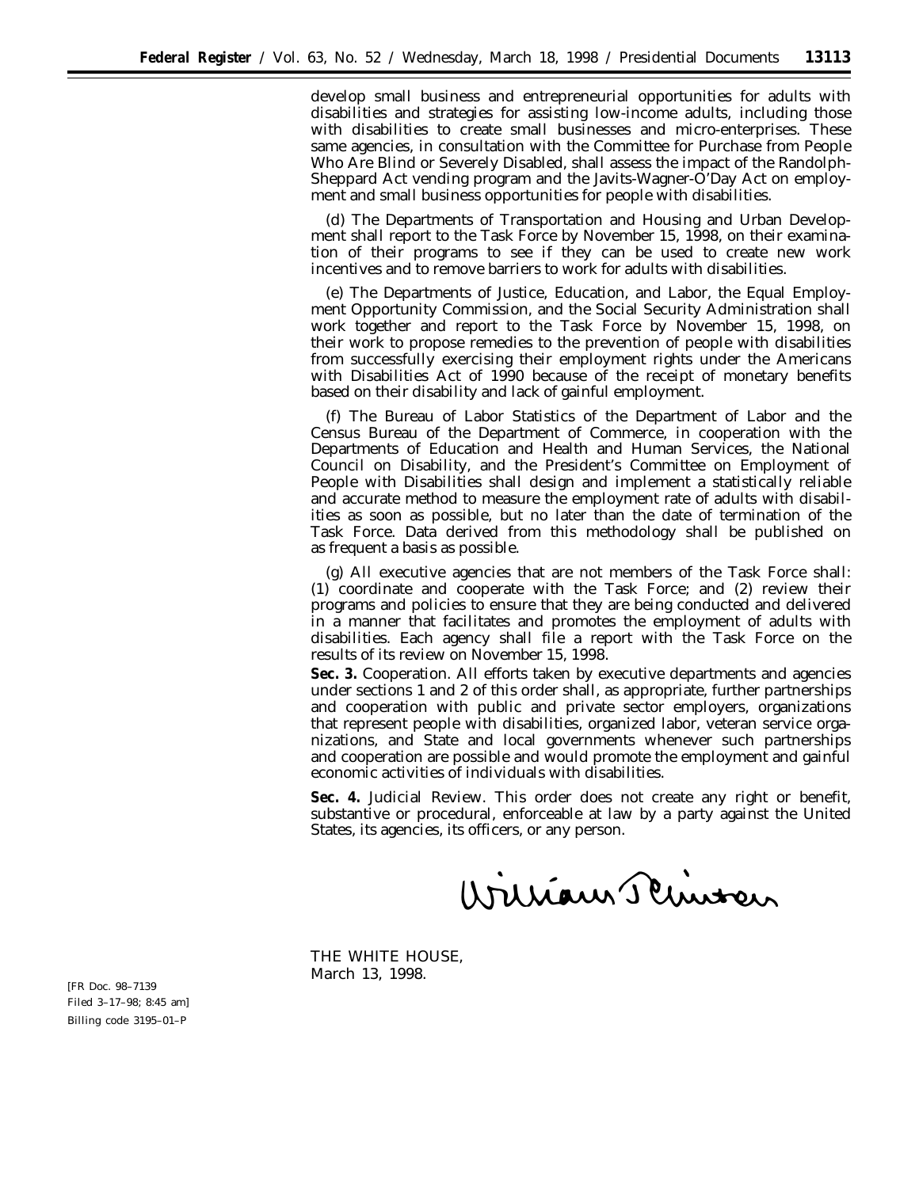develop small business and entrepreneurial opportunities for adults with disabilities and strategies for assisting low-income adults, including those with disabilities to create small businesses and micro-enterprises. These same agencies, in consultation with the Committee for Purchase from People Who Are Blind or Severely Disabled, shall assess the impact of the Randolph-Sheppard Act vending program and the Javits-Wagner-O'Day Act on employment and small business opportunities for people with disabilities.

(d) The Departments of Transportation and Housing and Urban Development shall report to the Task Force by November 15, 1998, on their examination of their programs to see if they can be used to create new work incentives and to remove barriers to work for adults with disabilities.

(e) The Departments of Justice, Education, and Labor, the Equal Employment Opportunity Commission, and the Social Security Administration shall work together and report to the Task Force by November 15, 1998, on their work to propose remedies to the prevention of people with disabilities from successfully exercising their employment rights under the Americans with Disabilities Act of 1990 because of the receipt of monetary benefits based on their disability and lack of gainful employment.

(f) The Bureau of Labor Statistics of the Department of Labor and the Census Bureau of the Department of Commerce, in cooperation with the Departments of Education and Health and Human Services, the National Council on Disability, and the President's Committee on Employment of People with Disabilities shall design and implement a statistically reliable and accurate method to measure the employment rate of adults with disabilities as soon as possible, but no later than the date of termination of the Task Force. Data derived from this methodology shall be published on as frequent a basis as possible.

(g) All executive agencies that are not members of the Task Force shall: (1) coordinate and cooperate with the Task Force; and (2) review their programs and policies to ensure that they are being conducted and delivered in a manner that facilitates and promotes the employment of adults with disabilities. Each agency shall file a report with the Task Force on the results of its review on November 15, 1998.

**Sec. 3.** *Cooperation.* All efforts taken by executive departments and agencies under sections 1 and 2 of this order shall, as appropriate, further partnerships and cooperation with public and private sector employers, organizations that represent people with disabilities, organized labor, veteran service organizations, and State and local governments whenever such partnerships and cooperation are possible and would promote the employment and gainful economic activities of individuals with disabilities.

**Sec. 4.** *Judicial Review.* This order does not create any right or benefit, substantive or procedural, enforceable at law by a party against the United States, its agencies, its officers, or any person.

William J. Clinton

THE WHITE HOUSE,
*March 13, 1998.*

[FR Doc. 98–7139
Filed 3–17–98; 8:45 am]
Billing code 3195–01–P